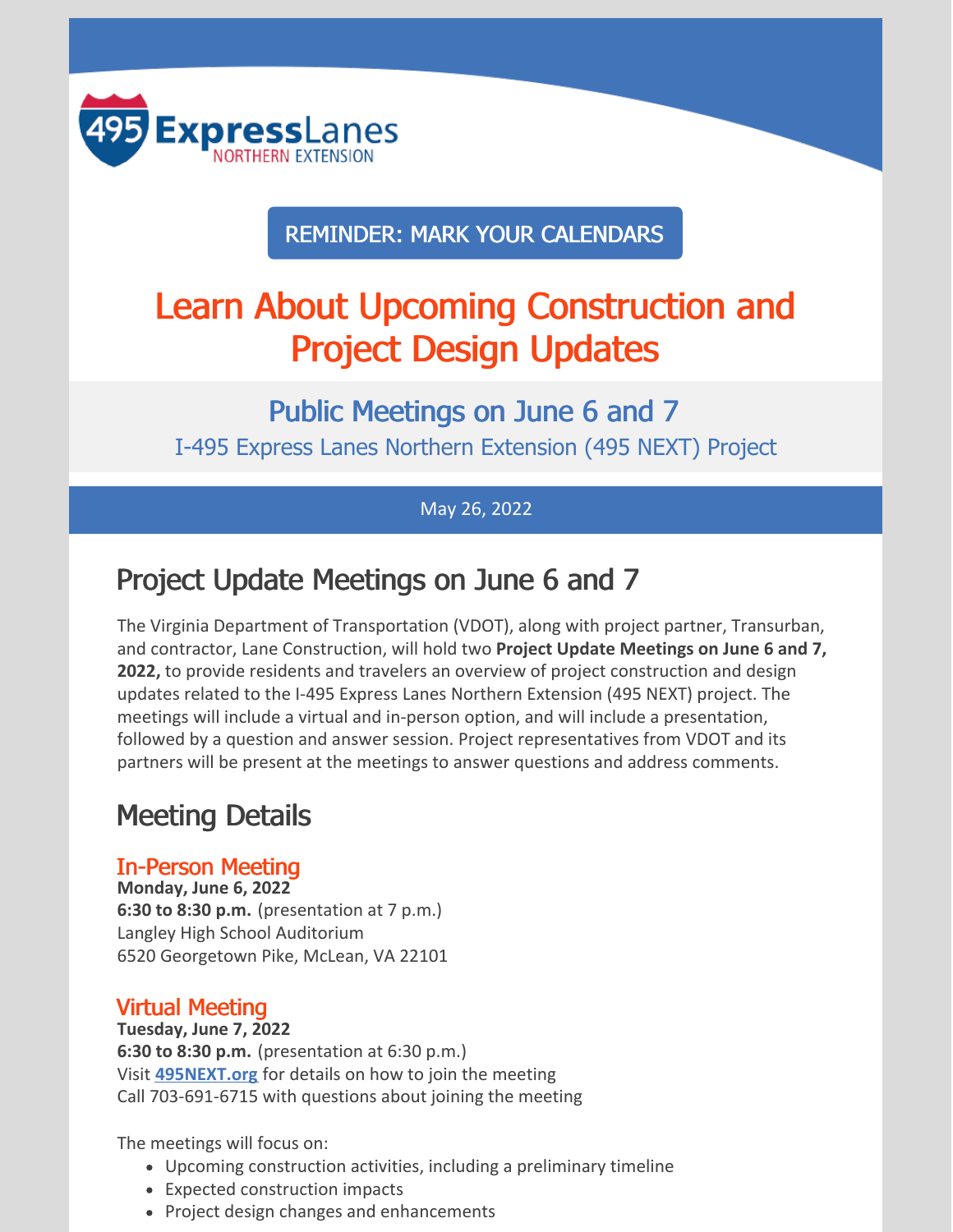495 Express Lanes NORTHERN EXTENSION

REMINDER: MARK YOUR CALENDARS

# Learn About Upcoming Construction and Project Design Updates

### Public Meetings on June 6 and 7

I-495 Express Lanes Northern Extension (495 NEXT) Project

May 26, 2022

## Project Update Meetings on June 6 and 7

The Virginia Department of Transportation (VDOT), along with project partner, Transurban, and contractor, Lane Construction, will hold two **Project Update Meetings on June 6 and 7, 2022,** to provide residents and travelers an overview of project construction and design updates related to the I-495 Express Lanes Northern Extension (495 NEXT) project. The meetings will include a virtual and in-person option, and will include a presentation, followed by a question and answer session. Project representatives from VDOT and its partners will be present at the meetings to answer questions and address comments.

## Meeting Details

### In-Person Meeting

**Monday, June 6, 2022**
**6:30 to 8:30 p.m.** (presentation at 7 p.m.)
Langley High School Auditorium
6520 Georgetown Pike, McLean, VA 22101

### Virtual Meeting

**Tuesday, June 7, 2022**
**6:30 to 8:30 p.m.** (presentation at 6:30 p.m.)
Visit **495NEXT.org** for details on how to join the meeting
Call 703-691-6715 with questions about joining the meeting

The meetings will focus on:

- Upcoming construction activities, including a preliminary timeline
- Expected construction impacts
- Project design changes and enhancements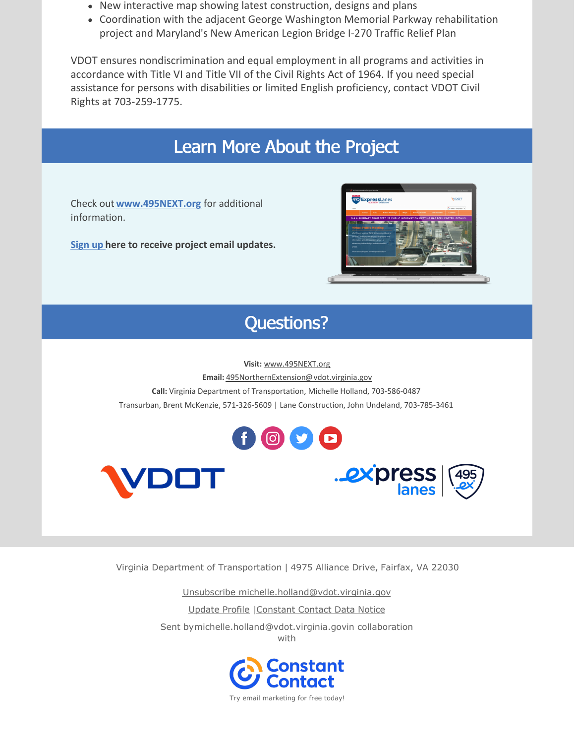- New interactive map showing latest construction, designs and plans
- Coordination with the adjacent George Washington Memorial Parkway rehabilitation project and Maryland's New American Legion Bridge I-270 Traffic Relief Plan

VDOT ensures nondiscrimination and equal employment in all programs and activities in accordance with Title VI and Title VII of the Civil Rights Act of 1964. If you need special assistance for persons with disabilities or limited English proficiency, contact VDOT Civil Rights at 703-259-1775.

## Learn More About the Project

Check out **www.495NEXT.org** for additional information.

**Sign up here to receive project email updates.**

## Questions?

**Visit:** www.495NEXT.org

**Email:** 495NorthernExtension@vdot.virginia.gov

**Call:** Virginia Department of Transportation, Michelle Holland, 703-586-0487

Transurban, Brent McKenzie, 571-326-5609 | Lane Construction, John Undeland, 703-785-3461

Virginia Department of Transportation | 4975 Alliance Drive, Fairfax, VA 22030

Unsubscribe michelle.holland@vdot.virginia.gov

Update Profile |Constant Contact Data Notice

Sent bymichelle.holland@vdot.virginia.govin collaboration with

Try email marketing for free today!